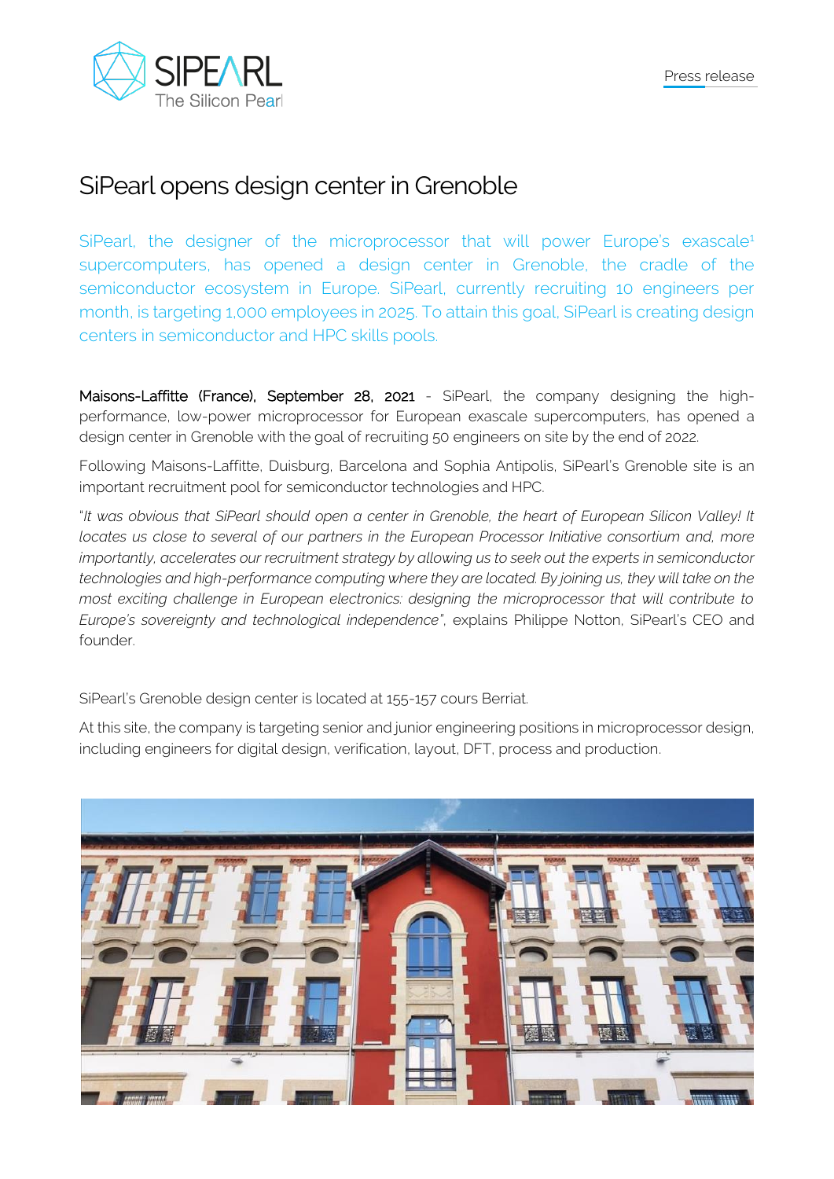Press release

# SiPearl opens design center in Grenoble

SiPearl, the designer of the microprocessor that will power Europe's exascale[1] supercomputers, has opened a design center in Grenoble, the cradle of the semiconductor ecosystem in Europe. SiPearl, currently recruiting 10 engineers per month, is targeting 1,000 employees in 2025. To attain this goal, SiPearl is creating design centers in semiconductor and HPC skills pools.

**Maisons-Laffitte (France), September 28, 2021** - SiPearl, the company designing the high-performance, low-power microprocessor for European exascale supercomputers, has opened a design center in Grenoble with the goal of recruiting 50 engineers on site by the end of 2022.

Following Maisons-Laffitte, Duisburg, Barcelona and Sophia Antipolis, SiPearl's Grenoble site is an important recruitment pool for semiconductor technologies and HPC.

"*It was obvious that SiPearl should open a center in Grenoble, the heart of European Silicon Valley! It locates us close to several of our partners in the European Processor Initiative consortium and, more importantly, accelerates our recruitment strategy by allowing us to seek out the experts in semiconductor technologies and high-performance computing where they are located. By joining us, they will take on the most exciting challenge in European electronics: designing the microprocessor that will contribute to Europe's sovereignty and technological independence*", explains Philippe Notton, SiPearl's CEO and founder.

SiPearl's Grenoble design center is located at 155-157 cours Berriat.

At this site, the company is targeting senior and junior engineering positions in microprocessor design, including engineers for digital design, verification, layout, DFT, process and production.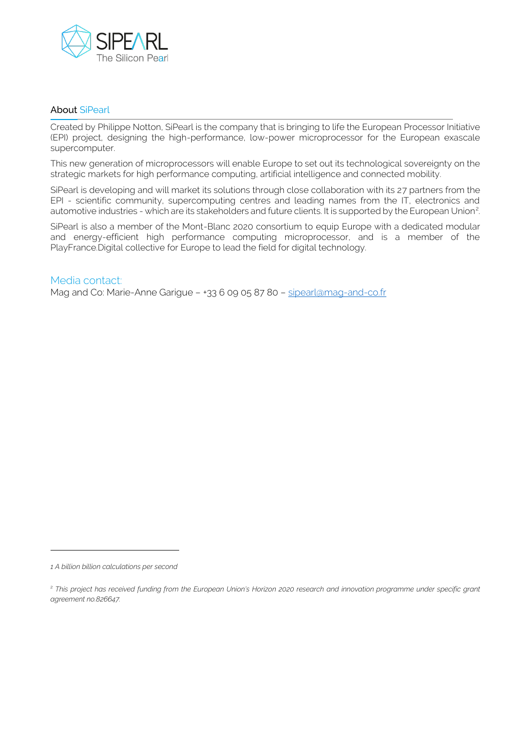## About SiPearl

Created by Philippe Notton, SiPearl is the company that is bringing to life the European Processor Initiative (EPI) project, designing the high-performance, low-power microprocessor for the European exascale supercomputer.

This new generation of microprocessors will enable Europe to set out its technological sovereignty on the strategic markets for high performance computing, artificial intelligence and connected mobility.

SiPearl is developing and will market its solutions through close collaboration with its 27 partners from the EPI - scientific community, supercomputing centres and leading names from the IT, electronics and automotive industries - which are its stakeholders and future clients. It is supported by the European Union[2].

SiPearl is also a member of the Mont-Blanc 2020 consortium to equip Europe with a dedicated modular and energy-efficient high performance computing microprocessor, and is a member of the PlayFrance.Digital collective for Europe to lead the field for digital technology.

### Media contact:

Mag and Co: Marie-Anne Garigue – +33 6 09 05 87 80 – sipearl@mag-and-co.fr

---

*1 A billion billion calculations per second*

[2] *This project has received funding from the European Union's Horizon 2020 research and innovation programme under specific grant agreement no.826647.*